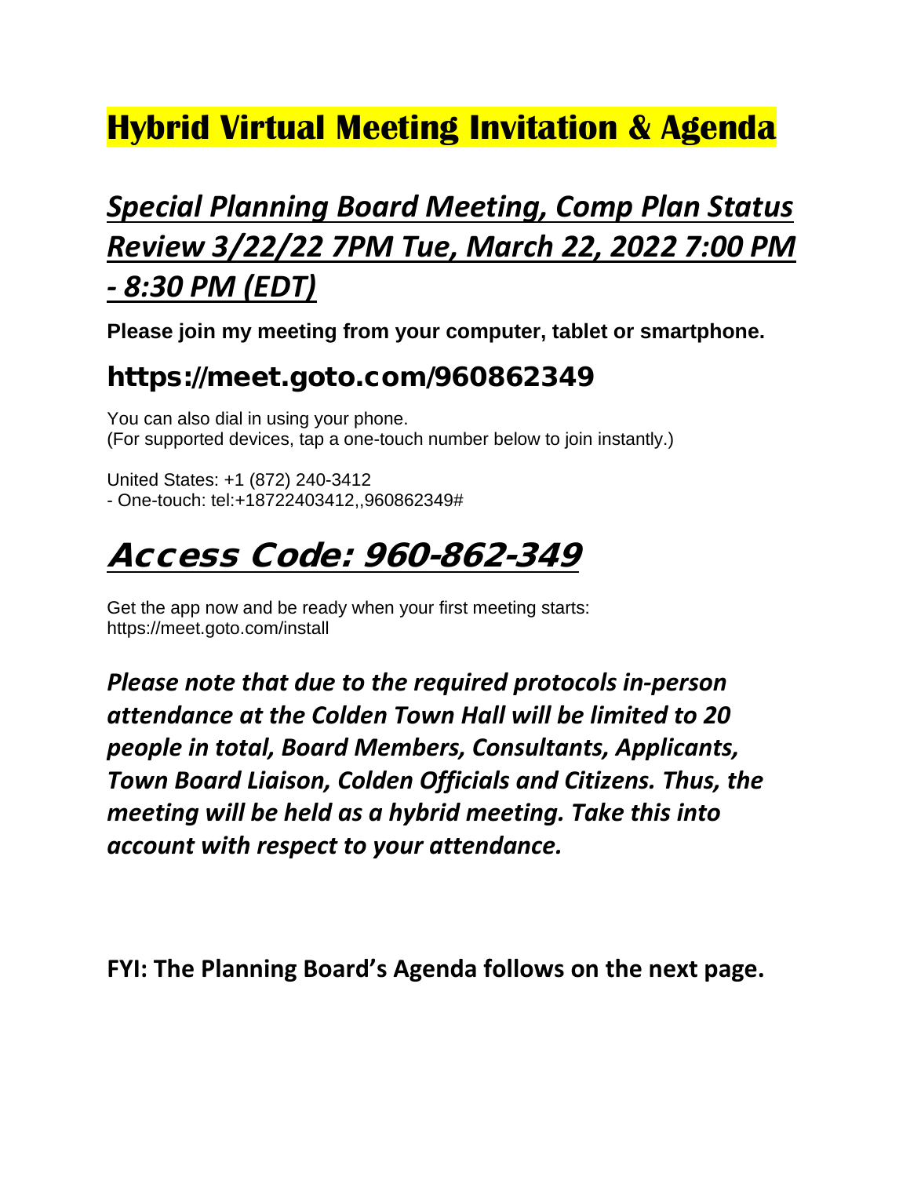# Hybrid Virtual Meeting Invitation & Agenda

## *Special Planning Board Meeting, Comp Plan Status Review 3/22/22 7PM Tue, March 22, 2022 7:00 PM - 8:30 PM (EDT)*

**Please join my meeting from your computer, tablet or smartphone.**

### https://meet.goto.com/960862349

You can also dial in using your phone.
(For supported devices, tap a one-touch number below to join instantly.)

United States: +1 (872) 240-3412
- One-touch: tel:+18722403412,,960862349#

## *Access Code: 960-862-349*

Get the app now and be ready when your first meeting starts:
https://meet.goto.com/install

***Please note that due to the required protocols in-person attendance at the Colden Town Hall will be limited to 20 people in total, Board Members, Consultants, Applicants, Town Board Liaison, Colden Officials and Citizens. Thus, the meeting will be held as a hybrid meeting. Take this into account with respect to your attendance.***

**FYI: The Planning Board's Agenda follows on the next page.**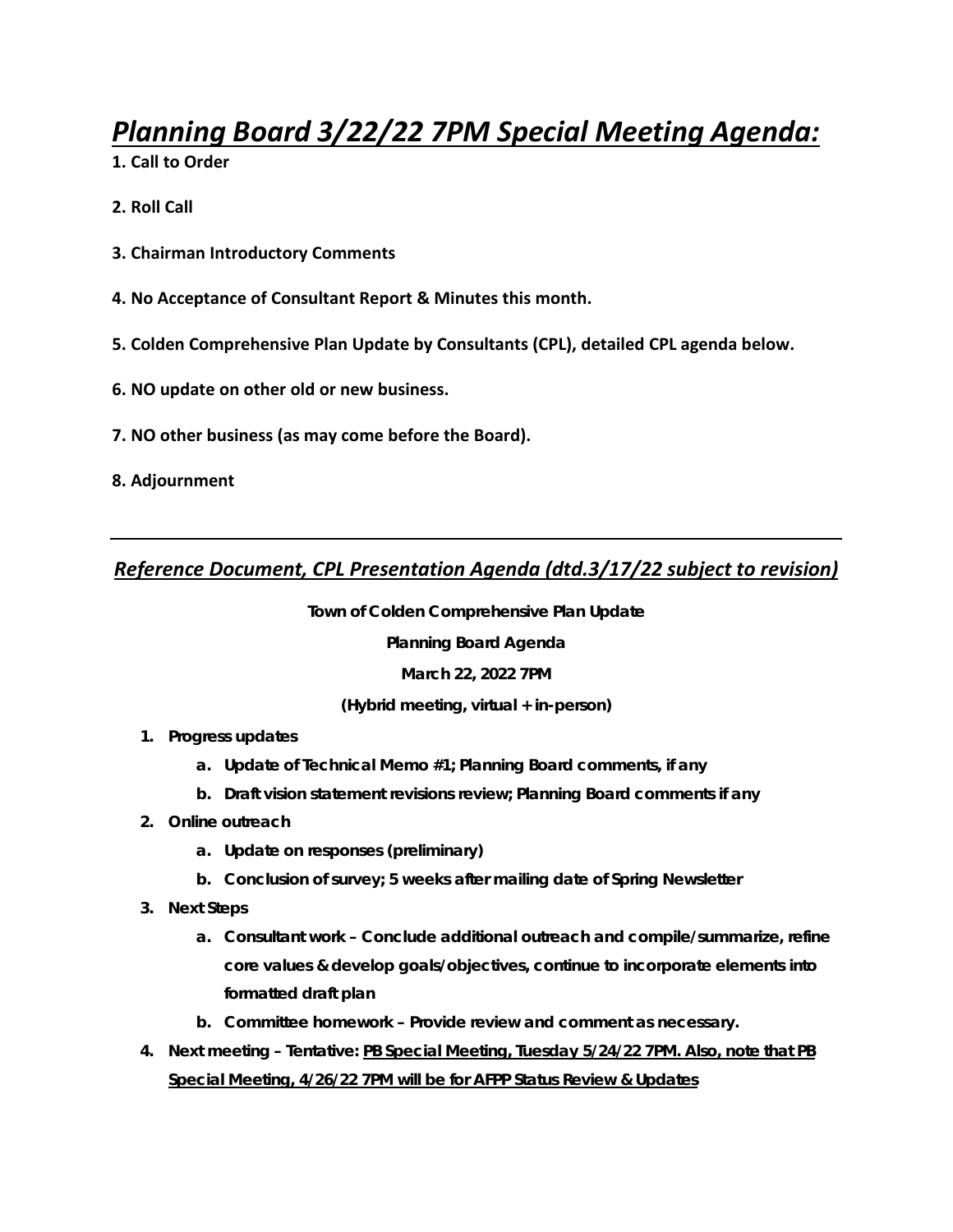# *Planning Board 3/22/22 7PM Special Meeting Agenda:*

**1. Call to Order**

**2. Roll Call**

**3. Chairman Introductory Comments**

**4. No Acceptance of Consultant Report & Minutes this month.**

**5. Colden Comprehensive Plan Update by Consultants (CPL), detailed CPL agenda below.**

**6. NO update on other old or new business.**

**7. NO other business (as may come before the Board).**

**8. Adjournment**

---

## *Reference Document, CPL Presentation Agenda (dtd.3/17/22 subject to revision)*

**Town of Colden Comprehensive Plan Update**

**Planning Board Agenda**

**March 22, 2022 7PM**

**(Hybrid meeting, virtual + in-person)**

1. **Progress updates**
   a. **Update of Technical Memo #1; Planning Board comments, if any**
   b. **Draft vision statement revisions review; Planning Board comments if any**
2. **Online outreach**
   a. **Update on responses (preliminary)**
   b. **Conclusion of survey; 5 weeks after mailing date of Spring Newsletter**
3. **Next Steps**
   a. **Consultant work – Conclude additional outreach and compile/summarize, refine core values & develop goals/objectives, continue to incorporate elements into formatted draft plan**
   b. **Committee homework – Provide review and comment as necessary.**
4. **Next meeting – Tentative: PB Special Meeting, Tuesday 5/24/22 7PM. Also, note that PB Special Meeting, 4/26/22 7PM will be for AFPP Status Review & Updates**